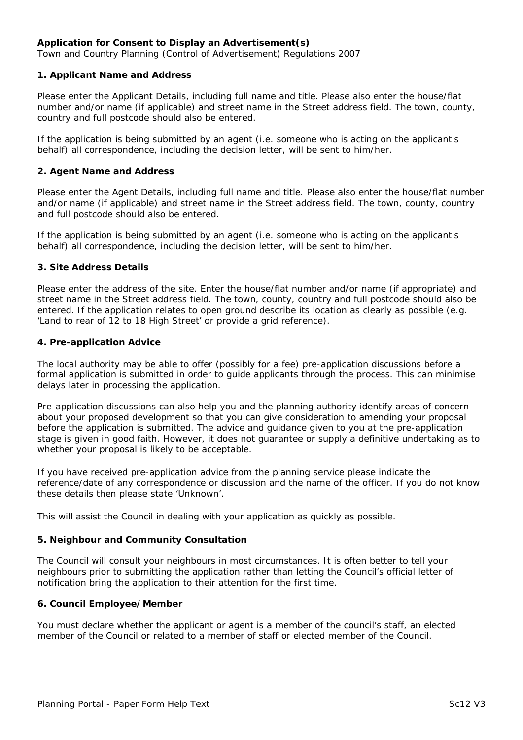**Application for Consent to Display an Advertisement(s)**
Town and Country Planning (Control of Advertisement) Regulations 2007

**1. Applicant Name and Address**

Please enter the Applicant Details, including full name and title. Please also enter the house/flat number and/or name (if applicable) and street name in the Street address field. The town, county, country and full postcode should also be entered.

If the application is being submitted by an agent (i.e. someone who is acting on the applicant's behalf) all correspondence, including the decision letter, will be sent to him/her.

**2. Agent Name and Address**

Please enter the Agent Details, including full name and title. Please also enter the house/flat number and/or name (if applicable) and street name in the Street address field. The town, county, country and full postcode should also be entered.

If the application is being submitted by an agent (i.e. someone who is acting on the applicant's behalf) all correspondence, including the decision letter, will be sent to him/her.

**3. Site Address Details**

Please enter the address of the site. Enter the house/flat number and/or name (if appropriate) and street name in the Street address field. The town, county, country and full postcode should also be entered. If the application relates to open ground describe its location as clearly as possible (e.g. 'Land to rear of 12 to 18 High Street' or provide a grid reference).

**4. Pre-application Advice**

The local authority may be able to offer (possibly for a fee) pre-application discussions before a formal application is submitted in order to guide applicants through the process. This can minimise delays later in processing the application.

Pre-application discussions can also help you and the planning authority identify areas of concern about your proposed development so that you can give consideration to amending your proposal before the application is submitted. The advice and guidance given to you at the pre-application stage is given in good faith. However, it does not guarantee or supply a definitive undertaking as to whether your proposal is likely to be acceptable.

If you have received pre-application advice from the planning service please indicate the reference/date of any correspondence or discussion and the name of the officer. If you do not know these details then please state 'Unknown'.

This will assist the Council in dealing with your application as quickly as possible.

**5. Neighbour and Community Consultation**

The Council will consult your neighbours in most circumstances. It is often better to tell your neighbours prior to submitting the application rather than letting the Council's official letter of notification bring the application to their attention for the first time.

**6. Council Employee/Member**

You must declare whether the applicant or agent is a member of the council's staff, an elected member of the Council or related to a member of staff or elected member of the Council.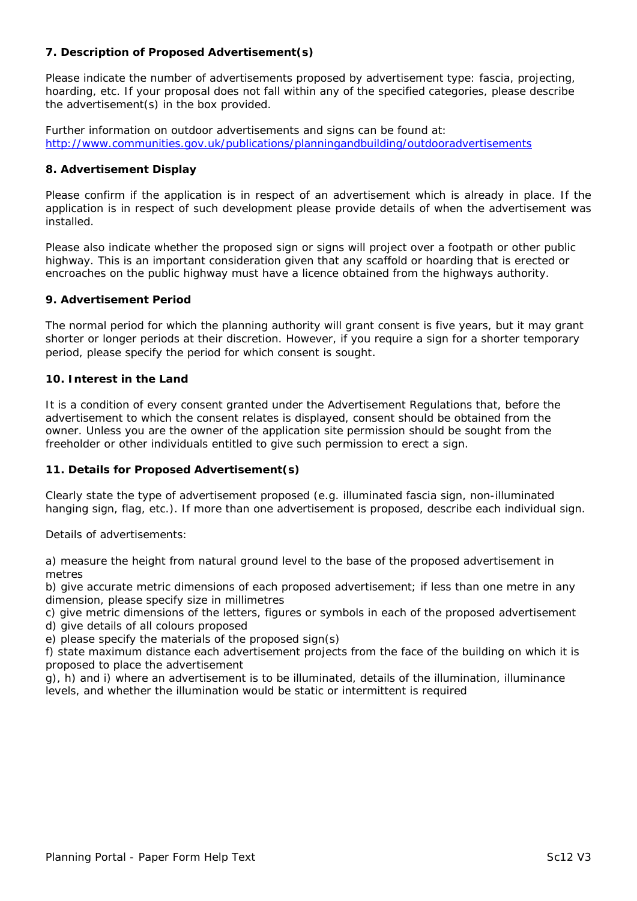**7. Description of Proposed Advertisement(s)**

Please indicate the number of advertisements proposed by advertisement type: fascia, projecting, hoarding, etc. If your proposal does not fall within any of the specified categories, please describe the advertisement(s) in the box provided.

Further information on outdoor advertisements and signs can be found at:
[http://www.communities.gov.uk/publications/planningandbuilding/outdooradvertisements](http://www.communities.gov.uk/publications/planningandbuilding/outdooradvertisements)

**8. Advertisement Display**

Please confirm if the application is in respect of an advertisement which is already in place. If the application is in respect of such development please provide details of when the advertisement was installed.

Please also indicate whether the proposed sign or signs will project over a footpath or other public highway. This is an important consideration given that any scaffold or hoarding that is erected or encroaches on the public highway must have a licence obtained from the highways authority.

**9. Advertisement Period**

The normal period for which the planning authority will grant consent is five years, but it may grant shorter or longer periods at their discretion. However, if you require a sign for a shorter temporary period, please specify the period for which consent is sought.

**10. Interest in the Land**

It is a condition of every consent granted under the Advertisement Regulations that, before the advertisement to which the consent relates is displayed, consent should be obtained from the owner. Unless you are the owner of the application site permission should be sought from the freeholder or other individuals entitled to give such permission to erect a sign.

**11. Details for Proposed Advertisement(s)**

Clearly state the type of advertisement proposed (e.g. illuminated fascia sign, non-illuminated hanging sign, flag, etc.). If more than one advertisement is proposed, describe each individual sign.

Details of advertisements:

a) measure the height from natural ground level to the base of the proposed advertisement in metres
b) give accurate metric dimensions of each proposed advertisement; if less than one metre in any dimension, please specify size in millimetres
c) give metric dimensions of the letters, figures or symbols in each of the proposed advertisement
d) give details of all colours proposed
e) please specify the materials of the proposed sign(s)
f) state maximum distance each advertisement projects from the face of the building on which it is proposed to place the advertisement
g), h) and i) where an advertisement is to be illuminated, details of the illumination, illuminance levels, and whether the illumination would be static or intermittent is required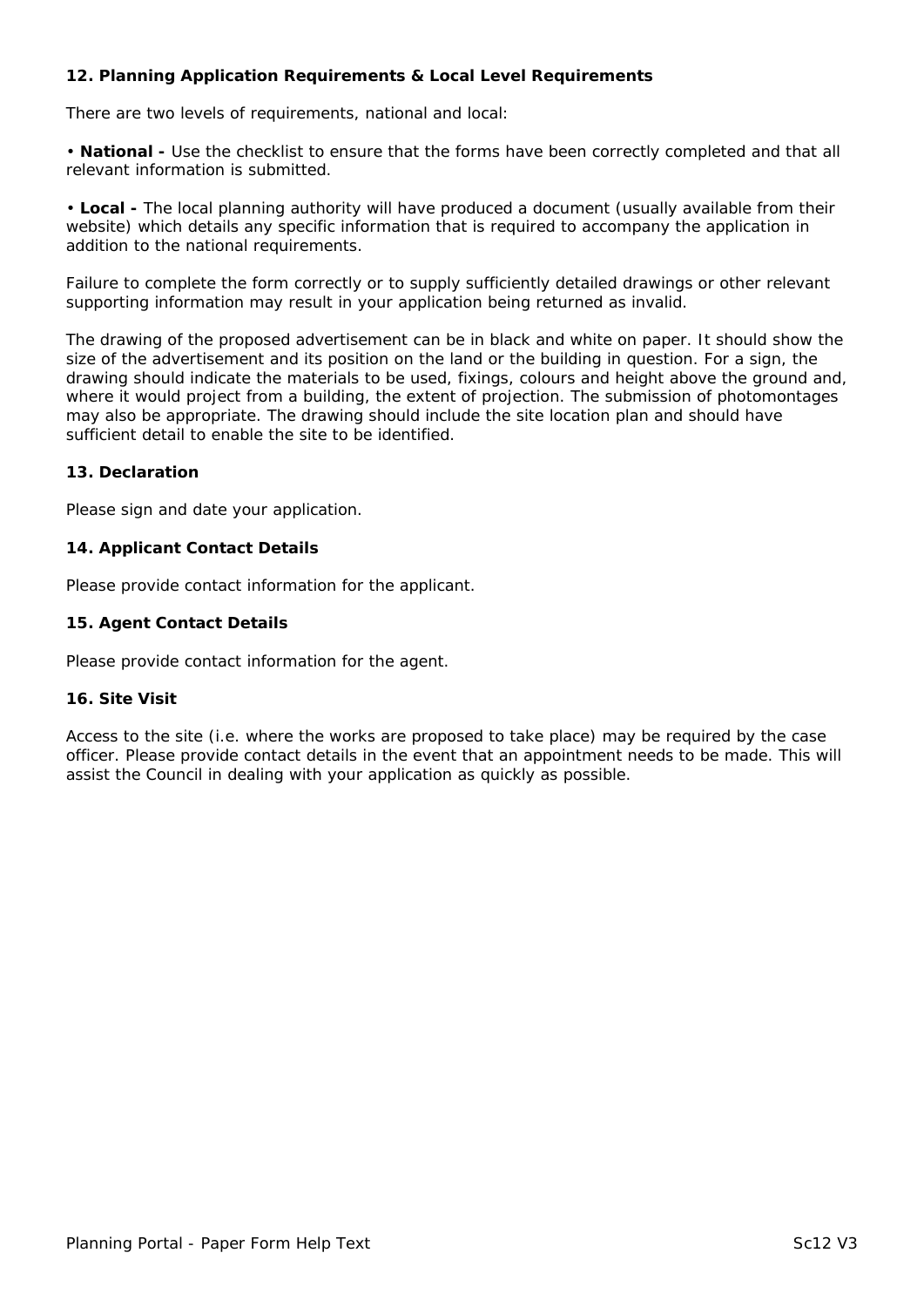### 12. Planning Application Requirements & Local Level Requirements

There are two levels of requirements, national and local:

• **National -** Use the checklist to ensure that the forms have been correctly completed and that all relevant information is submitted.

• **Local -** The local planning authority will have produced a document (usually available from their website) which details any specific information that is required to accompany the application in addition to the national requirements.

Failure to complete the form correctly or to supply sufficiently detailed drawings or other relevant supporting information may result in your application being returned as invalid.

The drawing of the proposed advertisement can be in black and white on paper. It should show the size of the advertisement and its position on the land or the building in question. For a sign, the drawing should indicate the materials to be used, fixings, colours and height above the ground and, where it would project from a building, the extent of projection. The submission of photomontages may also be appropriate. The drawing should include the site location plan and should have sufficient detail to enable the site to be identified.

### 13. Declaration

Please sign and date your application.

### 14. Applicant Contact Details

Please provide contact information for the applicant.

### 15. Agent Contact Details

Please provide contact information for the agent.

### 16. Site Visit

Access to the site (i.e. where the works are proposed to take place) may be required by the case officer. Please provide contact details in the event that an appointment needs to be made. This will assist the Council in dealing with your application as quickly as possible.